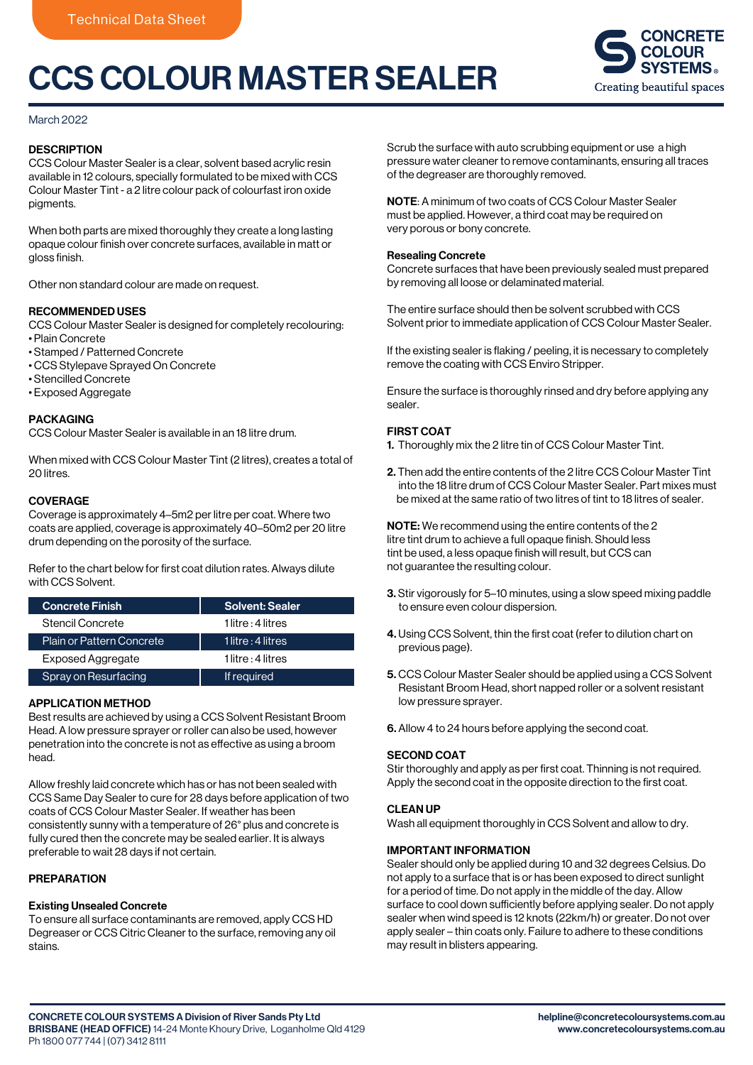Technical Data Sheet

# CCS COLOUR MASTER SEALER

CONCRETE COLOUR SYSTEMS®
Creating beautiful spaces

March 2022

## DESCRIPTION

CCS Colour Master Sealer is a clear, solvent based acrylic resin available in 12 colours, specially formulated to be mixed with CCS Colour Master Tint - a 2 litre colour pack of colourfast iron oxide pigments.

When both parts are mixed thoroughly they create a long lasting opaque colour finish over concrete surfaces, available in matt or gloss finish.

Other non standard colour are made on request.

## RECOMMENDED USES

CCS Colour Master Sealer is designed for completely recolouring:

- Plain Concrete
- Stamped / Patterned Concrete
- CCS Stylepave Sprayed On Concrete
- Stencilled Concrete
- Exposed Aggregate

## PACKAGING

CCS Colour Master Sealer is available in an 18 litre drum.

When mixed with CCS Colour Master Tint (2 litres), creates a total of 20 litres.

## COVERAGE

Coverage is approximately 4–5m2 per litre per coat. Where two coats are applied, coverage is approximately 40–50m2 per 20 litre drum depending on the porosity of the surface.

Refer to the chart below for first coat dilution rates. Always dilute with CCS Solvent.

| Concrete Finish | Solvent: Sealer |
|---|---|
| Stencil Concrete | 1 litre : 4 litres |
| Plain or Pattern Concrete | 1 litre : 4 litres |
| Exposed Aggregate | 1 litre : 4 litres |
| Spray on Resurfacing | If required |

## APPLICATION METHOD

Best results are achieved by using a CCS Solvent Resistant Broom Head. A low pressure sprayer or roller can also be used, however penetration into the concrete is not as effective as using a broom head.

Allow freshly laid concrete which has or has not been sealed with CCS Same Day Sealer to cure for 28 days before application of two coats of CCS Colour Master Sealer. If weather has been consistently sunny with a temperature of 26° plus and concrete is fully cured then the concrete may be sealed earlier. It is always preferable to wait 28 days if not certain.

## PREPARATION

### Existing Unsealed Concrete

To ensure all surface contaminants are removed, apply CCS HD Degreaser or CCS Citric Cleaner to the surface, removing any oil stains.

Scrub the surface with auto scrubbing equipment or use a high pressure water cleaner to remove contaminants, ensuring all traces of the degreaser are thoroughly removed.

**NOTE**: A minimum of two coats of CCS Colour Master Sealer must be applied. However, a third coat may be required on very porous or bony concrete.

### Resealing Concrete

Concrete surfaces that have been previously sealed must prepared by removing all loose or delaminated material.

The entire surface should then be solvent scrubbed with CCS Solvent prior to immediate application of CCS Colour Master Sealer.

If the existing sealer is flaking / peeling, it is necessary to completely remove the coating with CCS Enviro Stripper.

Ensure the surface is thoroughly rinsed and dry before applying any sealer.

## FIRST COAT

1. Thoroughly mix the 2 litre tin of CCS Colour Master Tint.

2. Then add the entire contents of the 2 litre CCS Colour Master Tint into the 18 litre drum of CCS Colour Master Sealer. Part mixes must be mixed at the same ratio of two litres of tint to 18 litres of sealer.

**NOTE:** We recommend using the entire contents of the 2 litre tint drum to achieve a full opaque finish. Should less tint be used, a less opaque finish will result, but CCS can not guarantee the resulting colour.

3. Stir vigorously for 5–10 minutes, using a slow speed mixing paddle to ensure even colour dispersion.

4. Using CCS Solvent, thin the first coat (refer to dilution chart on previous page).

5. CCS Colour Master Sealer should be applied using a CCS Solvent Resistant Broom Head, short napped roller or a solvent resistant low pressure sprayer.

6. Allow 4 to 24 hours before applying the second coat.

## SECOND COAT

Stir thoroughly and apply as per first coat. Thinning is not required. Apply the second coat in the opposite direction to the first coat.

## CLEAN UP

Wash all equipment thoroughly in CCS Solvent and allow to dry.

## IMPORTANT INFORMATION

Sealer should only be applied during 10 and 32 degrees Celsius. Do not apply to a surface that is or has been exposed to direct sunlight for a period of time. Do not apply in the middle of the day. Allow surface to cool down sufficiently before applying sealer. Do not apply sealer when wind speed is 12 knots (22km/h) or greater. Do not over apply sealer – thin coats only. Failure to adhere to these conditions may result in blisters appearing.

**CONCRETE COLOUR SYSTEMS A Division of River Sands Pty Ltd**
**BRISBANE (HEAD OFFICE)** 14-24 Monte Khoury Drive, Loganholme Qld 4129
Ph 1800 077 744 | (07) 3412 8111

**helpline@concretecoloursystems.com.au**
**www.concretecoloursystems.com.au**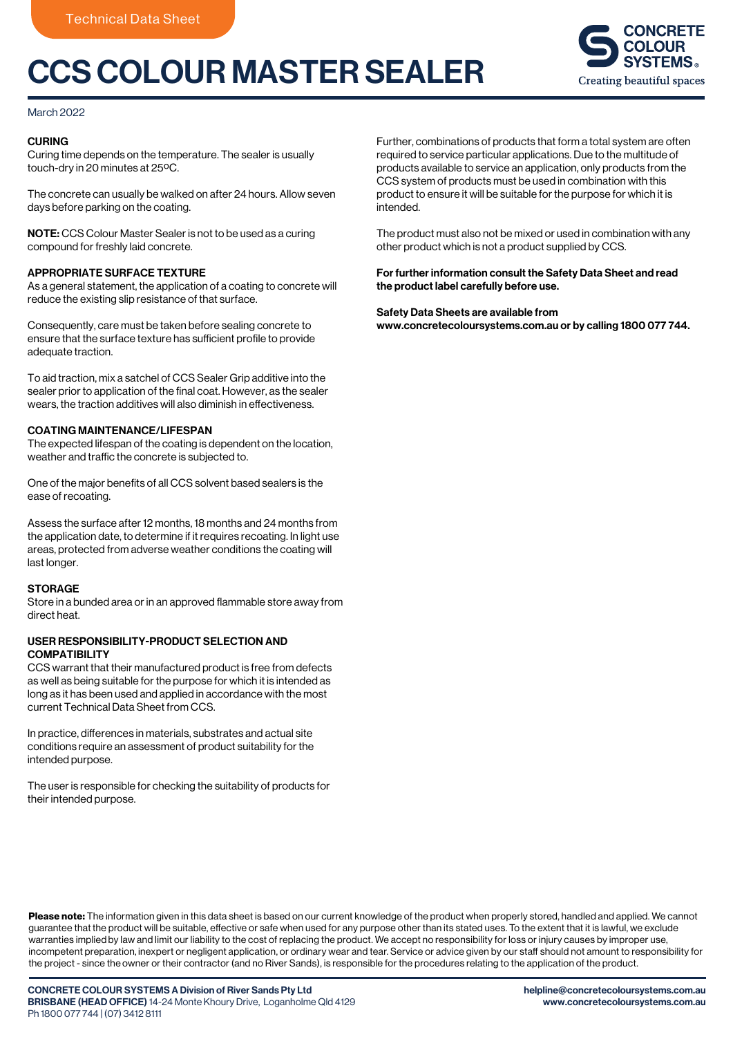Technical Data Sheet

# CCS COLOUR MASTER SEALER

March 2022

## CURING

Curing time depends on the temperature. The sealer is usually touch-dry in 20 minutes at 25ºC.

The concrete can usually be walked on after 24 hours. Allow seven days before parking on the coating.

**NOTE:** CCS Colour Master Sealer is not to be used as a curing compound for freshly laid concrete.

## APPROPRIATE SURFACE TEXTURE

As a general statement, the application of a coating to concrete will reduce the existing slip resistance of that surface.

Consequently, care must be taken before sealing concrete to ensure that the surface texture has sufficient profile to provide adequate traction.

To aid traction, mix a satchel of CCS Sealer Grip additive into the sealer prior to application of the final coat. However, as the sealer wears, the traction additives will also diminish in effectiveness.

## COATING MAINTENANCE/LIFESPAN

The expected lifespan of the coating is dependent on the location, weather and traffic the concrete is subjected to.

One of the major benefits of all CCS solvent based sealers is the ease of recoating.

Assess the surface after 12 months, 18 months and 24 months from the application date, to determine if it requires recoating. In light use areas, protected from adverse weather conditions the coating will last longer.

## STORAGE

Store in a bunded area or in an approved flammable store away from direct heat.

## USER RESPONSIBILITY-PRODUCT SELECTION AND COMPATIBILITY

CCS warrant that their manufactured product is free from defects as well as being suitable for the purpose for which it is intended as long as it has been used and applied in accordance with the most current Technical Data Sheet from CCS.

In practice, differences in materials, substrates and actual site conditions require an assessment of product suitability for the intended purpose.

The user is responsible for checking the suitability of products for their intended purpose.

Further, combinations of products that form a total system are often required to service particular applications. Due to the multitude of products available to service an application, only products from the CCS system of products must be used in combination with this product to ensure it will be suitable for the purpose for which it is intended.

The product must also not be mixed or used in combination with any other product which is not a product supplied by CCS.

**For further information consult the Safety Data Sheet and read the product label carefully before use.**

**Safety Data Sheets are available from www.concretecoloursystems.com.au or by calling 1800 077 744.**

**Please note:** The information given in this data sheet is based on our current knowledge of the product when properly stored, handled and applied. We cannot guarantee that the product will be suitable, effective or safe when used for any purpose other than its stated uses. To the extent that it is lawful, we exclude warranties implied by law and limit our liability to the cost of replacing the product. We accept no responsibility for loss or injury causes by improper use, incompetent preparation, inexpert or negligent application, or ordinary wear and tear. Service or advice given by our staff should not amount to responsibility for the project - since the owner or their contractor (and no River Sands), is responsible for the procedures relating to the application of the product.

**CONCRETE COLOUR SYSTEMS A Division of River Sands Pty Ltd**
**BRISBANE (HEAD OFFICE)** 14-24 Monte Khoury Drive, Loganholme Qld 4129
Ph 1800 077 744 | (07) 3412 8111

**helpline@concretecoloursystems.com.au**
**www.concretecoloursystems.com.au**